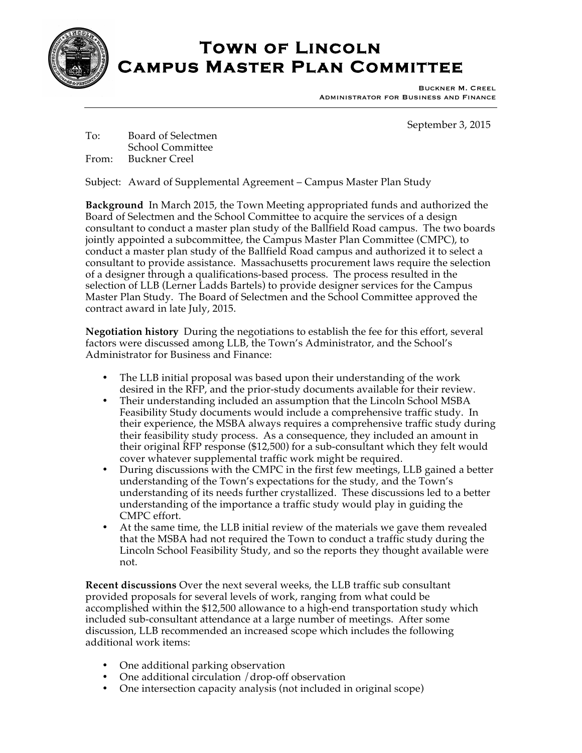# Town of Lincoln
# Campus Master Plan Committee

Buckner M. Creel
Administrator for Business and Finance

September 3, 2015

To: Board of Selectmen
School Committee
From: Buckner Creel

Subject: Award of Supplemental Agreement – Campus Master Plan Study

**Background** In March 2015, the Town Meeting appropriated funds and authorized the Board of Selectmen and the School Committee to acquire the services of a design consultant to conduct a master plan study of the Ballfield Road campus. The two boards jointly appointed a subcommittee, the Campus Master Plan Committee (CMPC), to conduct a master plan study of the Ballfield Road campus and authorized it to select a consultant to provide assistance. Massachusetts procurement laws require the selection of a designer through a qualifications-based process. The process resulted in the selection of LLB (Lerner Ladds Bartels) to provide designer services for the Campus Master Plan Study. The Board of Selectmen and the School Committee approved the contract award in late July, 2015.

**Negotiation history** During the negotiations to establish the fee for this effort, several factors were discussed among LLB, the Town's Administrator, and the School's Administrator for Business and Finance:

- The LLB initial proposal was based upon their understanding of the work desired in the RFP, and the prior-study documents available for their review.
- Their understanding included an assumption that the Lincoln School MSBA Feasibility Study documents would include a comprehensive traffic study. In their experience, the MSBA always requires a comprehensive traffic study during their feasibility study process. As a consequence, they included an amount in their original RFP response ($12,500) for a sub-consultant which they felt would cover whatever supplemental traffic work might be required.
- During discussions with the CMPC in the first few meetings, LLB gained a better understanding of the Town's expectations for the study, and the Town's understanding of its needs further crystallized. These discussions led to a better understanding of the importance a traffic study would play in guiding the CMPC effort.
- At the same time, the LLB initial review of the materials we gave them revealed that the MSBA had not required the Town to conduct a traffic study during the Lincoln School Feasibility Study, and so the reports they thought available were not.

**Recent discussions** Over the next several weeks, the LLB traffic sub consultant provided proposals for several levels of work, ranging from what could be accomplished within the $12,500 allowance to a high-end transportation study which included sub-consultant attendance at a large number of meetings. After some discussion, LLB recommended an increased scope which includes the following additional work items:

- One additional parking observation
- One additional circulation /drop-off observation
- One intersection capacity analysis (not included in original scope)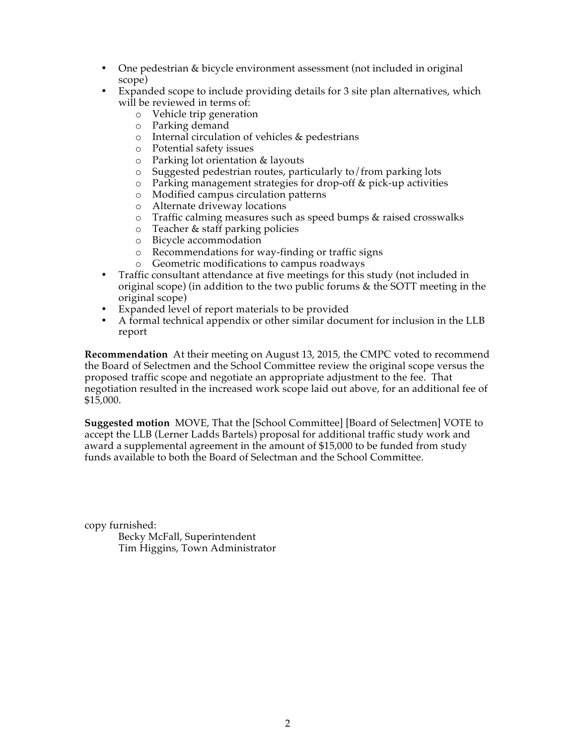- One pedestrian & bicycle environment assessment (not included in original scope)
- Expanded scope to include providing details for 3 site plan alternatives, which will be reviewed in terms of:
  - Vehicle trip generation
  - Parking demand
  - Internal circulation of vehicles & pedestrians
  - Potential safety issues
  - Parking lot orientation & layouts
  - Suggested pedestrian routes, particularly to/from parking lots
  - Parking management strategies for drop-off & pick-up activities
  - Modified campus circulation patterns
  - Alternate driveway locations
  - Traffic calming measures such as speed bumps & raised crosswalks
  - Teacher & staff parking policies
  - Bicycle accommodation
  - Recommendations for way-finding or traffic signs
  - Geometric modifications to campus roadways
- Traffic consultant attendance at five meetings for this study (not included in original scope) (in addition to the two public forums & the SOTT meeting in the original scope)
- Expanded level of report materials to be provided
- A formal technical appendix or other similar document for inclusion in the LLB report

**Recommendation** At their meeting on August 13, 2015, the CMPC voted to recommend the Board of Selectmen and the School Committee review the original scope versus the proposed traffic scope and negotiate an appropriate adjustment to the fee. That negotiation resulted in the increased work scope laid out above, for an additional fee of $15,000.

**Suggested motion** MOVE, That the [School Committee] [Board of Selectmen] VOTE to accept the LLB (Lerner Ladds Bartels) proposal for additional traffic study work and award a supplemental agreement in the amount of $15,000 to be funded from study funds available to both the Board of Selectman and the School Committee.

copy furnished:
Becky McFall, Superintendent
Tim Higgins, Town Administrator